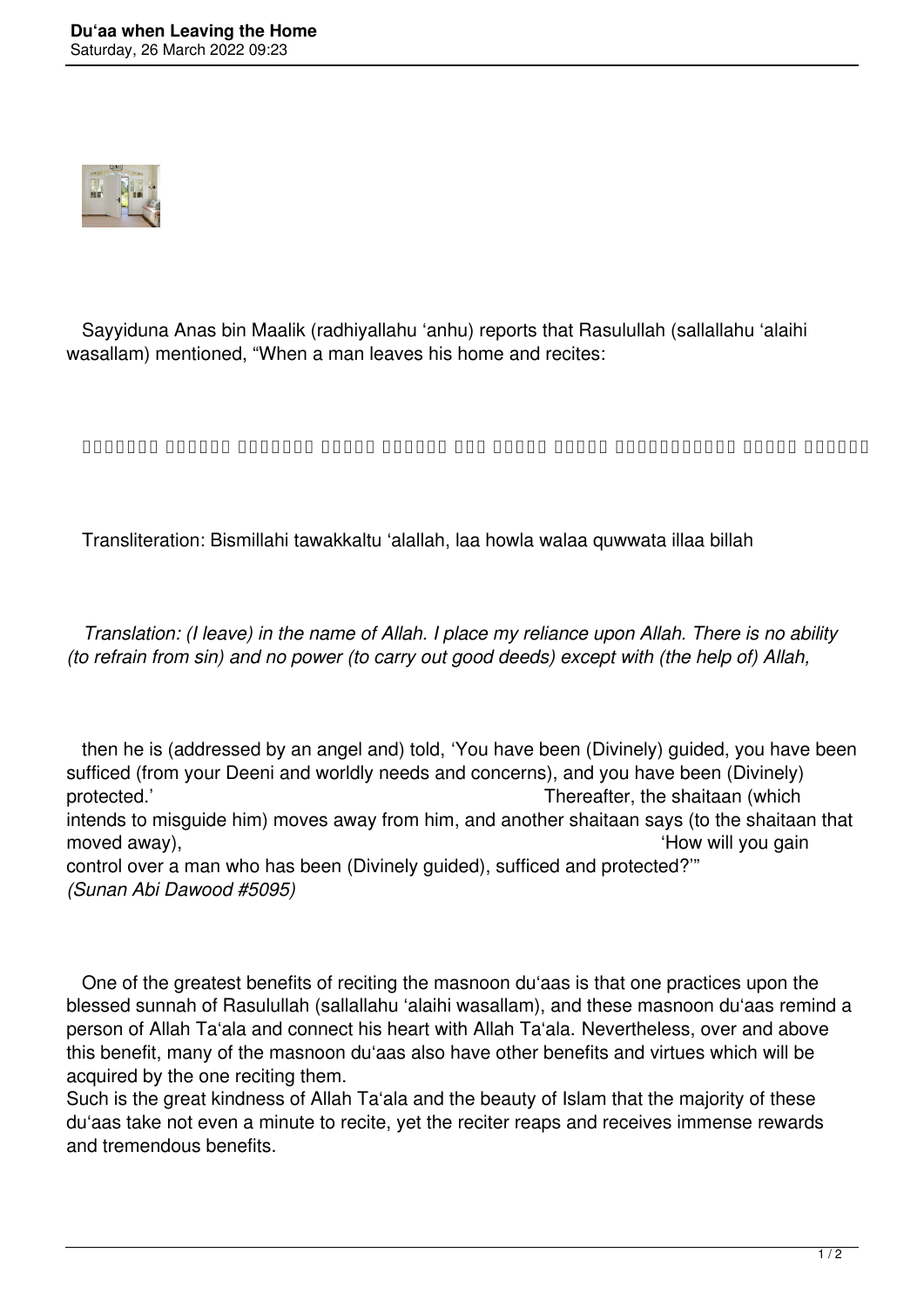Sayyiduna Anas bin Maalik (radhiyallahu 'anhu) reports that Rasulullah (sallallahu 'alaihi wasallam) mentioned, "When a man leaves his home and recites:

Transliteration: Bismillahi tawakkaltu 'alallah, laa howla walaa quwwata illaa billah

*Translation: (I leave) in the name of Allah. I place my reliance upon Allah. There is no ability (to refrain from sin) and no power (to carry out good deeds) except with (the help of) Allah,*

then he is (addressed by an angel and) told, 'You have been (Divinely) guided, you have been sufficed (from your Deeni and worldly needs and concerns), and you have been (Divinely) protected.' Thereafter, the shaitaan (which intends to misguide him) moves away from him, and another shaitaan says (to the shaitaan that moved away), 'How will you gain control over a man who has been (Divinely) guided, sufficed and protected?'"
*(Sunan Abi Dawood #5095)*

One of the greatest benefits of reciting the masnoon du'aas is that one practices upon the blessed sunnah of Rasulullah (sallallahu 'alaihi wasallam), and these masnoon du'aas remind a person of Allah Ta'ala and connect his heart with Allah Ta'ala. Nevertheless, over and above this benefit, many of the masnoon du'aas also have other benefits and virtues which will be acquired by the one reciting them.
Such is the great kindness of Allah Ta'ala and the beauty of Islam that the majority of these du'aas take not even a minute to recite, yet the reciter reaps and receives immense rewards and tremendous benefits.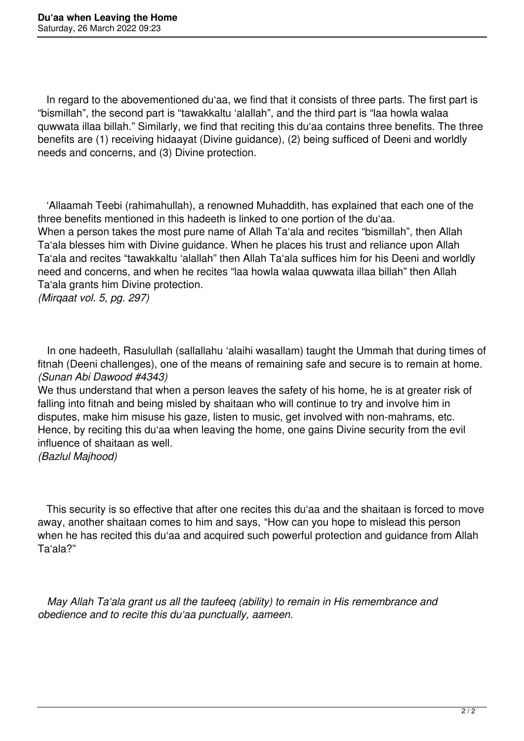In regard to the abovementioned du'aa, we find that it consists of three parts. The first part is "bismillah", the second part is "tawakkaltu 'alallah", and the third part is "laa howla walaa quwwata illaa billah." Similarly, we find that reciting this du'aa contains three benefits. The three benefits are (1) receiving hidaayat (Divine guidance), (2) being sufficed of Deeni and worldly needs and concerns, and (3) Divine protection.

'Allaamah Teebi (rahimahullah), a renowned Muhaddith, has explained that each one of the three benefits mentioned in this hadeeth is linked to one portion of the du'aa.
When a person takes the most pure name of Allah Ta'ala and recites "bismillah", then Allah Ta'ala blesses him with Divine guidance. When he places his trust and reliance upon Allah Ta'ala and recites "tawakkaltu 'alallah" then Allah Ta'ala suffices him for his Deeni and worldly need and concerns, and when he recites "laa howla walaa quwwata illaa billah" then Allah Ta'ala grants him Divine protection.
*(Mirqaat vol. 5, pg. 297)*

In one hadeeth, Rasulullah (sallallahu 'alaihi wasallam) taught the Ummah that during times of fitnah (Deeni challenges), one of the means of remaining safe and secure is to remain at home.
*(Sunan Abi Dawood #4343)*
We thus understand that when a person leaves the safety of his home, he is at greater risk of falling into fitnah and being misled by shaitaan who will continue to try and involve him in disputes, make him misuse his gaze, listen to music, get involved with non-mahrams, etc. Hence, by reciting this du'aa when leaving the home, one gains Divine security from the evil influence of shaitaan as well.
*(Bazlul Majhood)*

This security is so effective that after one recites this du'aa and the shaitaan is forced to move away, another shaitaan comes to him and says, "How can you hope to mislead this person when he has recited this du'aa and acquired such powerful protection and guidance from Allah Ta'ala?"

*May Allah Ta'ala grant us all the taufeeq (ability) to remain in His remembrance and obedience and to recite this du'aa punctually, aameen.*